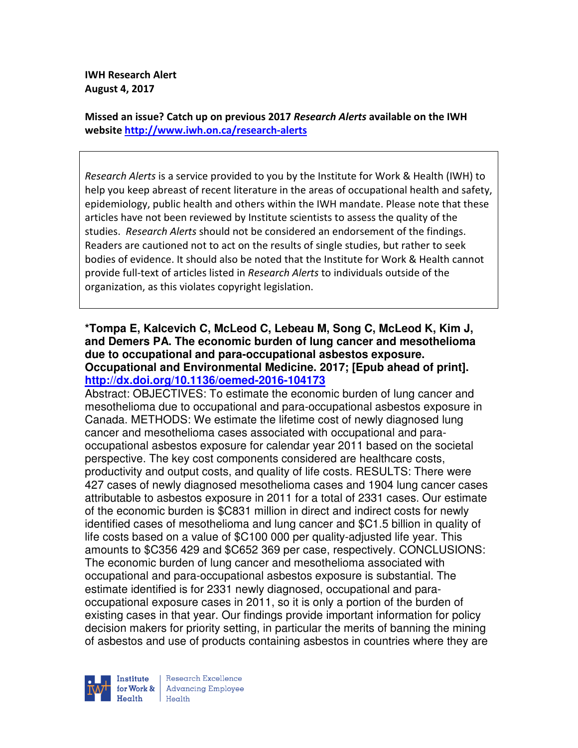**IWH Research Alert**
**August 4, 2017**

**Missed an issue? Catch up on previous 2017 *Research Alerts* available on the IWH website [http://www.iwh.on.ca/research-alerts](http://www.iwh.on.ca/research-alerts)**

*Research Alerts* is a service provided to you by the Institute for Work & Health (IWH) to help you keep abreast of recent literature in the areas of occupational health and safety, epidemiology, public health and others within the IWH mandate. Please note that these articles have not been reviewed by Institute scientists to assess the quality of the studies. *Research Alerts* should not be considered an endorsement of the findings. Readers are cautioned not to act on the results of single studies, but rather to seek bodies of evidence. It should also be noted that the Institute for Work & Health cannot provide full-text of articles listed in *Research Alerts* to individuals outside of the organization, as this violates copyright legislation.

**\*Tompa E, Kalcevich C, McLeod C, Lebeau M, Song C, McLeod K, Kim J, and Demers PA. The economic burden of lung cancer and mesothelioma due to occupational and para-occupational asbestos exposure. Occupational and Environmental Medicine. 2017; [Epub ahead of print].**
**[http://dx.doi.org/10.1136/oemed-2016-104173](http://dx.doi.org/10.1136/oemed-2016-104173)**

Abstract: OBJECTIVES: To estimate the economic burden of lung cancer and mesothelioma due to occupational and para-occupational asbestos exposure in Canada. METHODS: We estimate the lifetime cost of newly diagnosed lung cancer and mesothelioma cases associated with occupational and para-occupational asbestos exposure for calendar year 2011 based on the societal perspective. The key cost components considered are healthcare costs, productivity and output costs, and quality of life costs. RESULTS: There were 427 cases of newly diagnosed mesothelioma cases and 1904 lung cancer cases attributable to asbestos exposure in 2011 for a total of 2331 cases. Our estimate of the economic burden is $C831 million in direct and indirect costs for newly identified cases of mesothelioma and lung cancer and $C1.5 billion in quality of life costs based on a value of $C100 000 per quality-adjusted life year. This amounts to $C356 429 and $C652 369 per case, respectively. CONCLUSIONS: The economic burden of lung cancer and mesothelioma associated with occupational and para-occupational asbestos exposure is substantial. The estimate identified is for 2331 newly diagnosed, occupational and para-occupational exposure cases in 2011, so it is only a portion of the burden of existing cases in that year. Our findings provide important information for policy decision makers for priority setting, in particular the merits of banning the mining of asbestos and use of products containing asbestos in countries where they are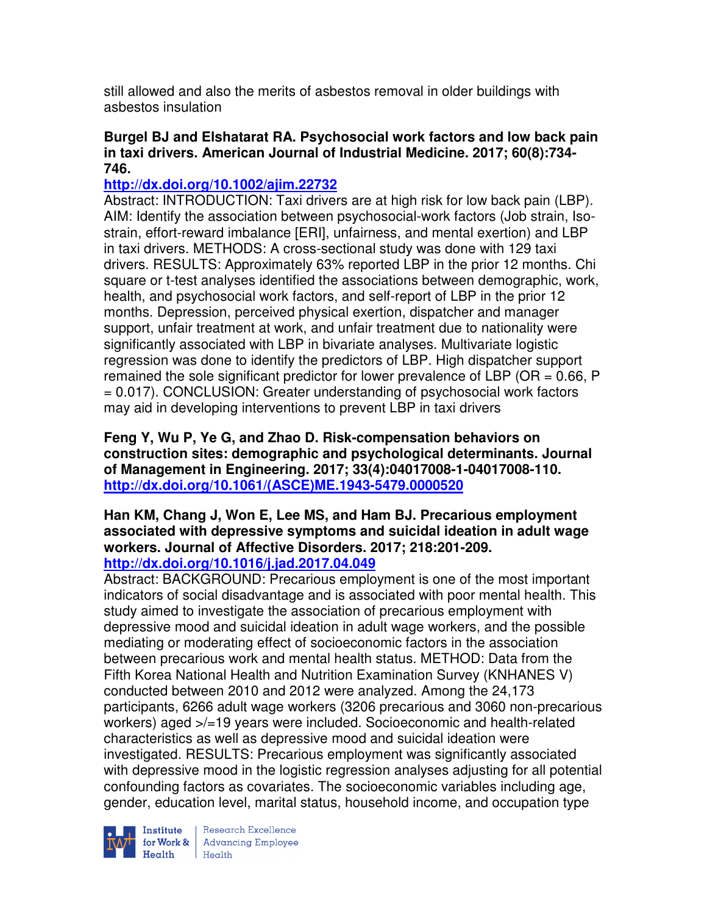still allowed and also the merits of asbestos removal in older buildings with asbestos insulation

**Burgel BJ and Elshatarat RA. Psychosocial work factors and low back pain in taxi drivers. American Journal of Industrial Medicine. 2017; 60(8):734-746.**
**http://dx.doi.org/10.1002/ajim.22732**

Abstract: INTRODUCTION: Taxi drivers are at high risk for low back pain (LBP). AIM: Identify the association between psychosocial-work factors (Job strain, Iso-strain, effort-reward imbalance [ERI], unfairness, and mental exertion) and LBP in taxi drivers. METHODS: A cross-sectional study was done with 129 taxi drivers. RESULTS: Approximately 63% reported LBP in the prior 12 months. Chi square or t-test analyses identified the associations between demographic, work, health, and psychosocial work factors, and self-report of LBP in the prior 12 months. Depression, perceived physical exertion, dispatcher and manager support, unfair treatment at work, and unfair treatment due to nationality were significantly associated with LBP in bivariate analyses. Multivariate logistic regression was done to identify the predictors of LBP. High dispatcher support remained the sole significant predictor for lower prevalence of LBP (OR = 0.66, P = 0.017). CONCLUSION: Greater understanding of psychosocial work factors may aid in developing interventions to prevent LBP in taxi drivers

**Feng Y, Wu P, Ye G, and Zhao D. Risk-compensation behaviors on construction sites: demographic and psychological determinants. Journal of Management in Engineering. 2017; 33(4):04017008-1-04017008-110.**
**http://dx.doi.org/10.1061/(ASCE)ME.1943-5479.0000520**

**Han KM, Chang J, Won E, Lee MS, and Ham BJ. Precarious employment associated with depressive symptoms and suicidal ideation in adult wage workers. Journal of Affective Disorders. 2017; 218:201-209.**
**http://dx.doi.org/10.1016/j.jad.2017.04.049**

Abstract: BACKGROUND: Precarious employment is one of the most important indicators of social disadvantage and is associated with poor mental health. This study aimed to investigate the association of precarious employment with depressive mood and suicidal ideation in adult wage workers, and the possible mediating or moderating effect of socioeconomic factors in the association between precarious work and mental health status. METHOD: Data from the Fifth Korea National Health and Nutrition Examination Survey (KNHANES V) conducted between 2010 and 2012 were analyzed. Among the 24,173 participants, 6266 adult wage workers (3206 precarious and 3060 non-precarious workers) aged >/=19 years were included. Socioeconomic and health-related characteristics as well as depressive mood and suicidal ideation were investigated. RESULTS: Precarious employment was significantly associated with depressive mood in the logistic regression analyses adjusting for all potential confounding factors as covariates. The socioeconomic variables including age, gender, education level, marital status, household income, and occupation type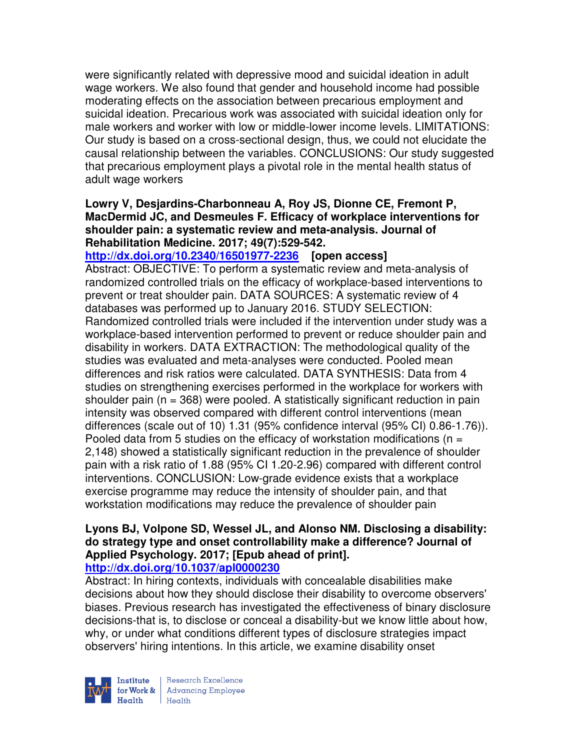were significantly related with depressive mood and suicidal ideation in adult wage workers. We also found that gender and household income had possible moderating effects on the association between precarious employment and suicidal ideation. Precarious work was associated with suicidal ideation only for male workers and worker with low or middle-lower income levels. LIMITATIONS: Our study is based on a cross-sectional design, thus, we could not elucidate the causal relationship between the variables. CONCLUSIONS: Our study suggested that precarious employment plays a pivotal role in the mental health status of adult wage workers

**Lowry V, Desjardins-Charbonneau A, Roy JS, Dionne CE, Fremont P, MacDermid JC, and Desmeules F. Efficacy of workplace interventions for shoulder pain: a systematic review and meta-analysis. Journal of Rehabilitation Medicine. 2017; 49(7):529-542.**
**http://dx.doi.org/10.2340/16501977-2236** **[open access]**
Abstract: OBJECTIVE: To perform a systematic review and meta-analysis of randomized controlled trials on the efficacy of workplace-based interventions to prevent or treat shoulder pain. DATA SOURCES: A systematic review of 4 databases was performed up to January 2016. STUDY SELECTION: Randomized controlled trials were included if the intervention under study was a workplace-based intervention performed to prevent or reduce shoulder pain and disability in workers. DATA EXTRACTION: The methodological quality of the studies was evaluated and meta-analyses were conducted. Pooled mean differences and risk ratios were calculated. DATA SYNTHESIS: Data from 4 studies on strengthening exercises performed in the workplace for workers with shoulder pain (n = 368) were pooled. A statistically significant reduction in pain intensity was observed compared with different control interventions (mean differences (scale out of 10) 1.31 (95% confidence interval (95% CI) 0.86-1.76)). Pooled data from 5 studies on the efficacy of workstation modifications (n = 2,148) showed a statistically significant reduction in the prevalence of shoulder pain with a risk ratio of 1.88 (95% CI 1.20-2.96) compared with different control interventions. CONCLUSION: Low-grade evidence exists that a workplace exercise programme may reduce the intensity of shoulder pain, and that workstation modifications may reduce the prevalence of shoulder pain

**Lyons BJ, Volpone SD, Wessel JL, and Alonso NM. Disclosing a disability: do strategy type and onset controllability make a difference? Journal of Applied Psychology. 2017; [Epub ahead of print].**
**http://dx.doi.org/10.1037/apl0000230**
Abstract: In hiring contexts, individuals with concealable disabilities make decisions about how they should disclose their disability to overcome observers' biases. Previous research has investigated the effectiveness of binary disclosure decisions-that is, to disclose or conceal a disability-but we know little about how, why, or under what conditions different types of disclosure strategies impact observers' hiring intentions. In this article, we examine disability onset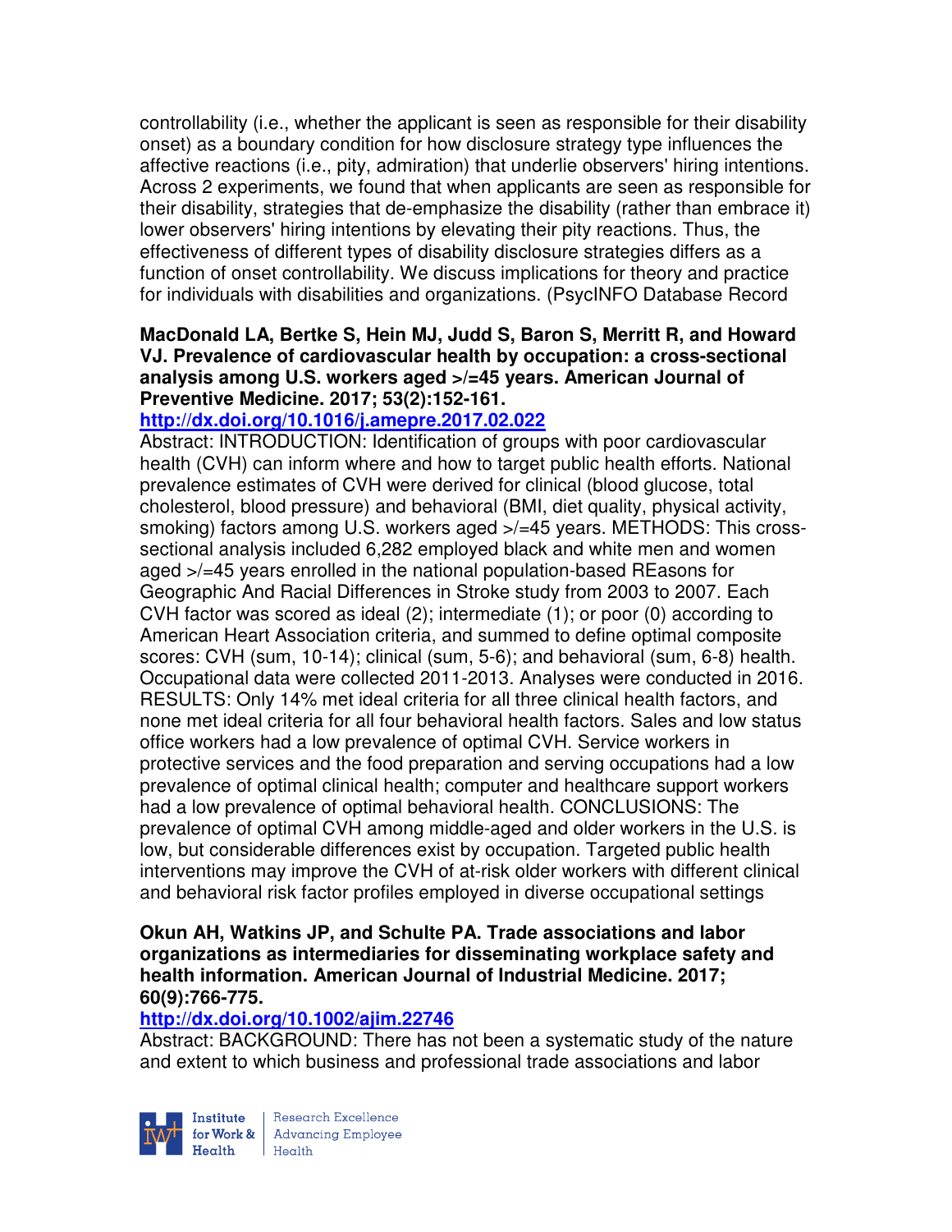controllability (i.e., whether the applicant is seen as responsible for their disability onset) as a boundary condition for how disclosure strategy type influences the affective reactions (i.e., pity, admiration) that underlie observers' hiring intentions. Across 2 experiments, we found that when applicants are seen as responsible for their disability, strategies that de-emphasize the disability (rather than embrace it) lower observers' hiring intentions by elevating their pity reactions. Thus, the effectiveness of different types of disability disclosure strategies differs as a function of onset controllability. We discuss implications for theory and practice for individuals with disabilities and organizations. (PsycINFO Database Record

**MacDonald LA, Bertke S, Hein MJ, Judd S, Baron S, Merritt R, and Howard VJ. Prevalence of cardiovascular health by occupation: a cross-sectional analysis among U.S. workers aged >/=45 years. American Journal of Preventive Medicine. 2017; 53(2):152-161.**

**http://dx.doi.org/10.1016/j.amepre.2017.02.022**

Abstract: INTRODUCTION: Identification of groups with poor cardiovascular health (CVH) can inform where and how to target public health efforts. National prevalence estimates of CVH were derived for clinical (blood glucose, total cholesterol, blood pressure) and behavioral (BMI, diet quality, physical activity, smoking) factors among U.S. workers aged >/=45 years. METHODS: This cross-sectional analysis included 6,282 employed black and white men and women aged >/=45 years enrolled in the national population-based REasons for Geographic And Racial Differences in Stroke study from 2003 to 2007. Each CVH factor was scored as ideal (2); intermediate (1); or poor (0) according to American Heart Association criteria, and summed to define optimal composite scores: CVH (sum, 10-14); clinical (sum, 5-6); and behavioral (sum, 6-8) health. Occupational data were collected 2011-2013. Analyses were conducted in 2016. RESULTS: Only 14% met ideal criteria for all three clinical health factors, and none met ideal criteria for all four behavioral health factors. Sales and low status office workers had a low prevalence of optimal CVH. Service workers in protective services and the food preparation and serving occupations had a low prevalence of optimal clinical health; computer and healthcare support workers had a low prevalence of optimal behavioral health. CONCLUSIONS: The prevalence of optimal CVH among middle-aged and older workers in the U.S. is low, but considerable differences exist by occupation. Targeted public health interventions may improve the CVH of at-risk older workers with different clinical and behavioral risk factor profiles employed in diverse occupational settings

**Okun AH, Watkins JP, and Schulte PA. Trade associations and labor organizations as intermediaries for disseminating workplace safety and health information. American Journal of Industrial Medicine. 2017; 60(9):766-775.**

**http://dx.doi.org/10.1002/ajim.22746**

Abstract: BACKGROUND: There has not been a systematic study of the nature and extent to which business and professional trade associations and labor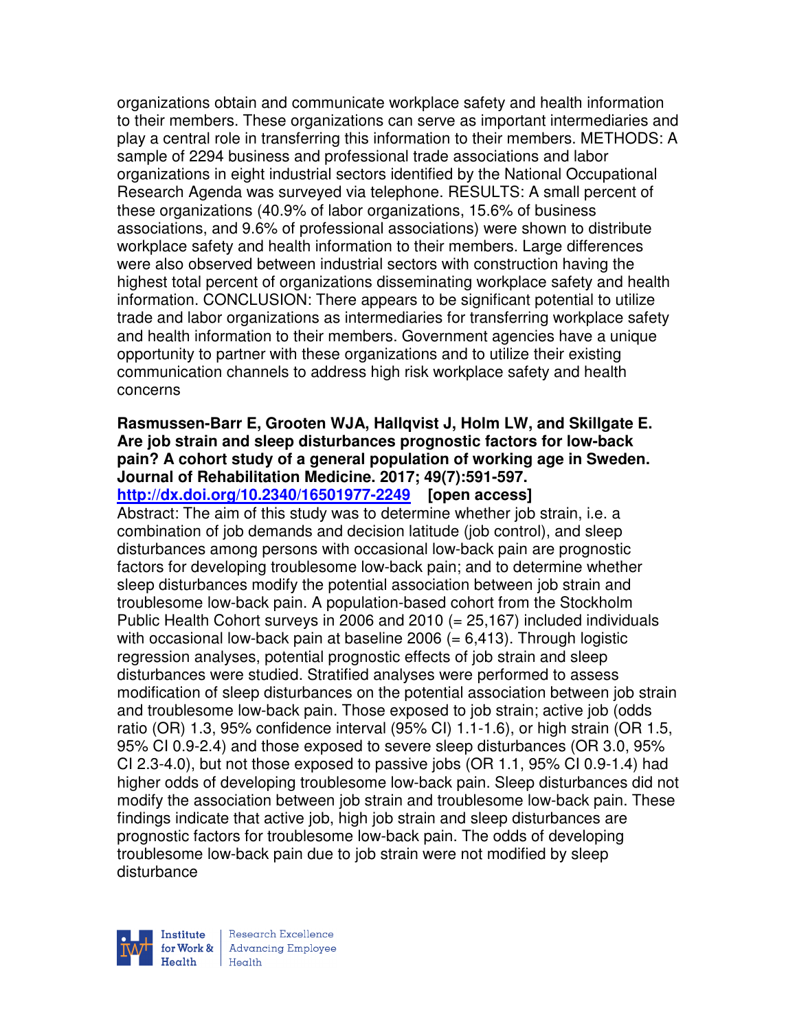organizations obtain and communicate workplace safety and health information to their members. These organizations can serve as important intermediaries and play a central role in transferring this information to their members. METHODS: A sample of 2294 business and professional trade associations and labor organizations in eight industrial sectors identified by the National Occupational Research Agenda was surveyed via telephone. RESULTS: A small percent of these organizations (40.9% of labor organizations, 15.6% of business associations, and 9.6% of professional associations) were shown to distribute workplace safety and health information to their members. Large differences were also observed between industrial sectors with construction having the highest total percent of organizations disseminating workplace safety and health information. CONCLUSION: There appears to be significant potential to utilize trade and labor organizations as intermediaries for transferring workplace safety and health information to their members. Government agencies have a unique opportunity to partner with these organizations and to utilize their existing communication channels to address high risk workplace safety and health concerns

**Rasmussen-Barr E, Grooten WJA, Hallqvist J, Holm LW, and Skillgate E. Are job strain and sleep disturbances prognostic factors for low-back pain? A cohort study of a general population of working age in Sweden. Journal of Rehabilitation Medicine. 2017; 49(7):591-597.**
**http://dx.doi.org/10.2340/16501977-2249 [open access]**
Abstract: The aim of this study was to determine whether job strain, i.e. a combination of job demands and decision latitude (job control), and sleep disturbances among persons with occasional low-back pain are prognostic factors for developing troublesome low-back pain; and to determine whether sleep disturbances modify the potential association between job strain and troublesome low-back pain. A population-based cohort from the Stockholm Public Health Cohort surveys in 2006 and 2010 (= 25,167) included individuals with occasional low-back pain at baseline 2006 (= 6,413). Through logistic regression analyses, potential prognostic effects of job strain and sleep disturbances were studied. Stratified analyses were performed to assess modification of sleep disturbances on the potential association between job strain and troublesome low-back pain. Those exposed to job strain; active job (odds ratio (OR) 1.3, 95% confidence interval (95% CI) 1.1-1.6), or high strain (OR 1.5, 95% CI 0.9-2.4) and those exposed to severe sleep disturbances (OR 3.0, 95% CI 2.3-4.0), but not those exposed to passive jobs (OR 1.1, 95% CI 0.9-1.4) had higher odds of developing troublesome low-back pain. Sleep disturbances did not modify the association between job strain and troublesome low-back pain. These findings indicate that active job, high job strain and sleep disturbances are prognostic factors for troublesome low-back pain. The odds of developing troublesome low-back pain due to job strain were not modified by sleep disturbance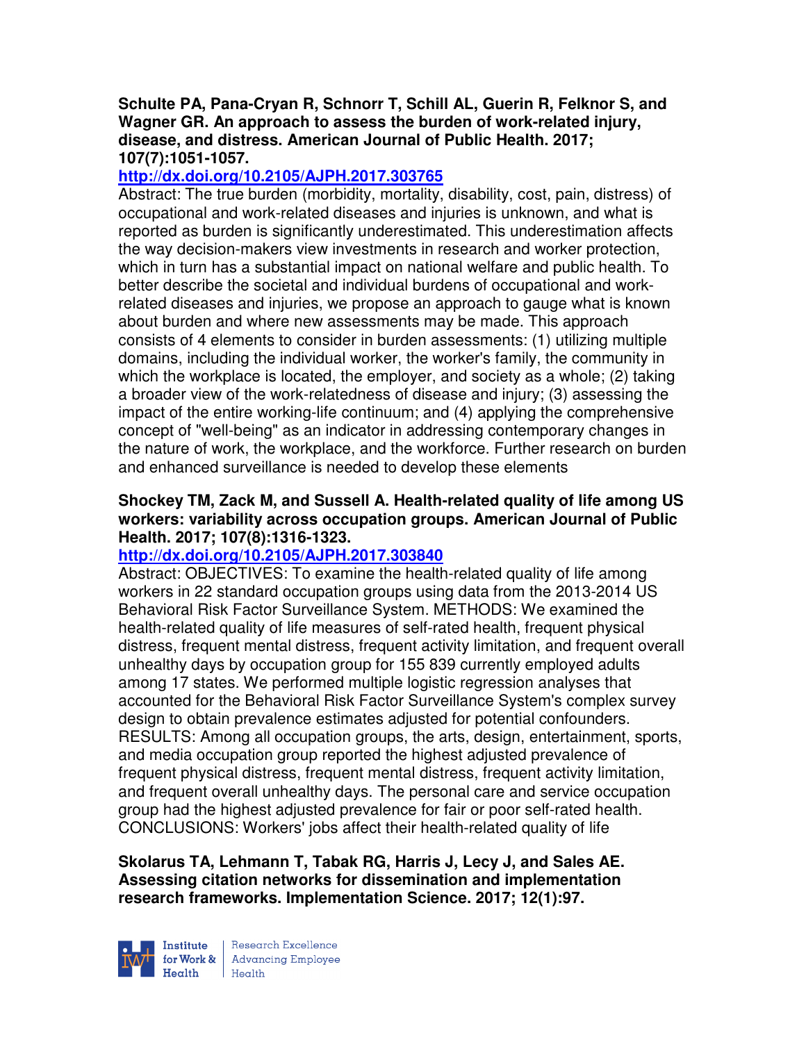**Schulte PA, Pana-Cryan R, Schnorr T, Schill AL, Guerin R, Felknor S, and Wagner GR. An approach to assess the burden of work-related injury, disease, and distress. American Journal of Public Health. 2017; 107(7):1051-1057.**

**http://dx.doi.org/10.2105/AJPH.2017.303765**

Abstract: The true burden (morbidity, mortality, disability, cost, pain, distress) of occupational and work-related diseases and injuries is unknown, and what is reported as burden is significantly underestimated. This underestimation affects the way decision-makers view investments in research and worker protection, which in turn has a substantial impact on national welfare and public health. To better describe the societal and individual burdens of occupational and work-related diseases and injuries, we propose an approach to gauge what is known about burden and where new assessments may be made. This approach consists of 4 elements to consider in burden assessments: (1) utilizing multiple domains, including the individual worker, the worker's family, the community in which the workplace is located, the employer, and society as a whole; (2) taking a broader view of the work-relatedness of disease and injury; (3) assessing the impact of the entire working-life continuum; and (4) applying the comprehensive concept of "well-being" as an indicator in addressing contemporary changes in the nature of work, the workplace, and the workforce. Further research on burden and enhanced surveillance is needed to develop these elements

**Shockey TM, Zack M, and Sussell A. Health-related quality of life among US workers: variability across occupation groups. American Journal of Public Health. 2017; 107(8):1316-1323.**

**http://dx.doi.org/10.2105/AJPH.2017.303840**

Abstract: OBJECTIVES: To examine the health-related quality of life among workers in 22 standard occupation groups using data from the 2013-2014 US Behavioral Risk Factor Surveillance System. METHODS: We examined the health-related quality of life measures of self-rated health, frequent physical distress, frequent mental distress, frequent activity limitation, and frequent overall unhealthy days by occupation group for 155 839 currently employed adults among 17 states. We performed multiple logistic regression analyses that accounted for the Behavioral Risk Factor Surveillance System's complex survey design to obtain prevalence estimates adjusted for potential confounders. RESULTS: Among all occupation groups, the arts, design, entertainment, sports, and media occupation group reported the highest adjusted prevalence of frequent physical distress, frequent mental distress, frequent activity limitation, and frequent overall unhealthy days. The personal care and service occupation group had the highest adjusted prevalence for fair or poor self-rated health. CONCLUSIONS: Workers' jobs affect their health-related quality of life

**Skolarus TA, Lehmann T, Tabak RG, Harris J, Lecy J, and Sales AE. Assessing citation networks for dissemination and implementation research frameworks. Implementation Science. 2017; 12(1):97.**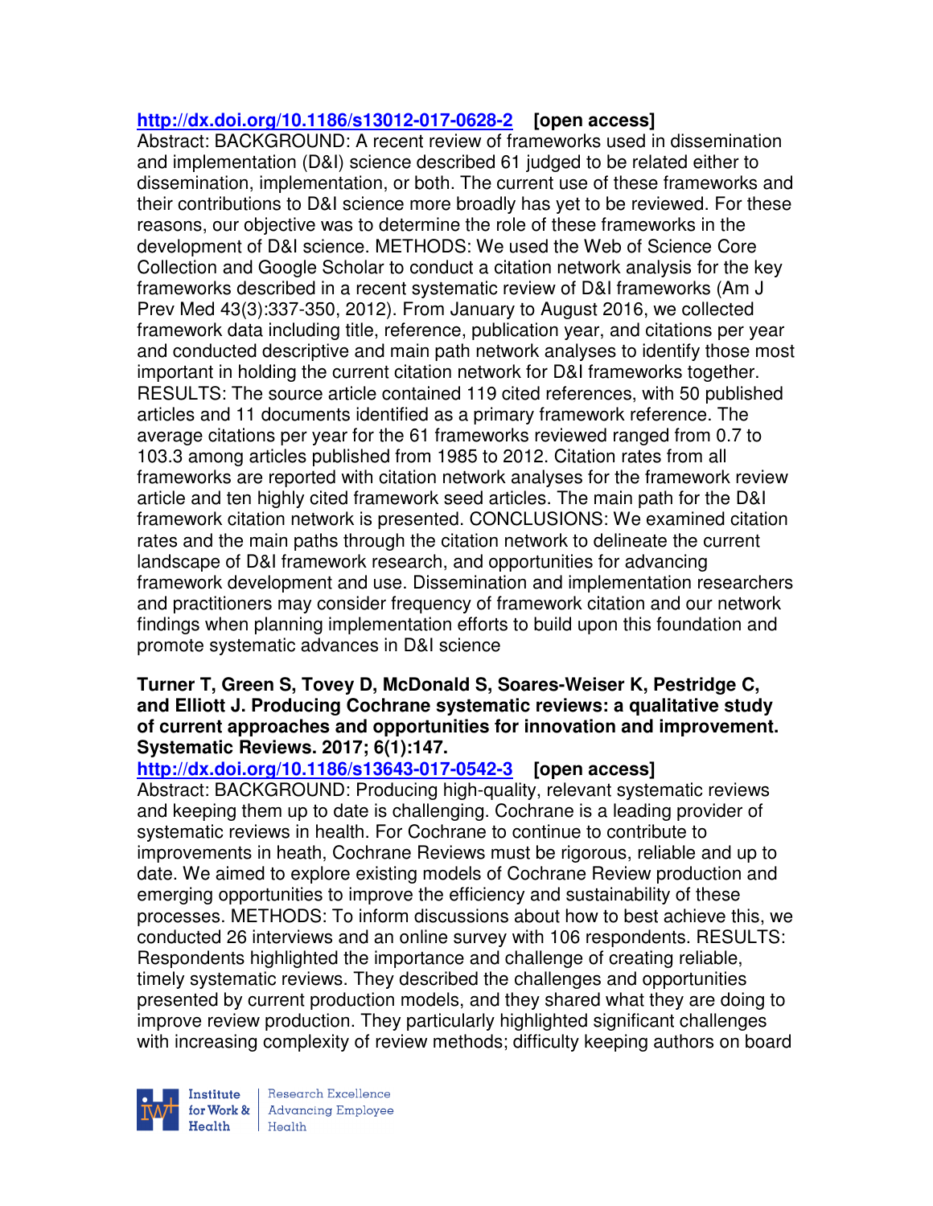http://dx.doi.org/10.1186/s13012-017-0628-2 **[open access]**
Abstract: BACKGROUND: A recent review of frameworks used in dissemination and implementation (D&I) science described 61 judged to be related either to dissemination, implementation, or both. The current use of these frameworks and their contributions to D&I science more broadly has yet to be reviewed. For these reasons, our objective was to determine the role of these frameworks in the development of D&I science. METHODS: We used the Web of Science Core Collection and Google Scholar to conduct a citation network analysis for the key frameworks described in a recent systematic review of D&I frameworks (Am J Prev Med 43(3):337-350, 2012). From January to August 2016, we collected framework data including title, reference, publication year, and citations per year and conducted descriptive and main path network analyses to identify those most important in holding the current citation network for D&I frameworks together. RESULTS: The source article contained 119 cited references, with 50 published articles and 11 documents identified as a primary framework reference. The average citations per year for the 61 frameworks reviewed ranged from 0.7 to 103.3 among articles published from 1985 to 2012. Citation rates from all frameworks are reported with citation network analyses for the framework review article and ten highly cited framework seed articles. The main path for the D&I framework citation network is presented. CONCLUSIONS: We examined citation rates and the main paths through the citation network to delineate the current landscape of D&I framework research, and opportunities for advancing framework development and use. Dissemination and implementation researchers and practitioners may consider frequency of framework citation and our network findings when planning implementation efforts to build upon this foundation and promote systematic advances in D&I science

**Turner T, Green S, Tovey D, McDonald S, Soares-Weiser K, Pestridge C, and Elliott J. Producing Cochrane systematic reviews: a qualitative study of current approaches and opportunities for innovation and improvement. Systematic Reviews. 2017; 6(1):147.**
http://dx.doi.org/10.1186/s13643-017-0542-3 **[open access]**
Abstract: BACKGROUND: Producing high-quality, relevant systematic reviews and keeping them up to date is challenging. Cochrane is a leading provider of systematic reviews in health. For Cochrane to continue to contribute to improvements in heath, Cochrane Reviews must be rigorous, reliable and up to date. We aimed to explore existing models of Cochrane Review production and emerging opportunities to improve the efficiency and sustainability of these processes. METHODS: To inform discussions about how to best achieve this, we conducted 26 interviews and an online survey with 106 respondents. RESULTS: Respondents highlighted the importance and challenge of creating reliable, timely systematic reviews. They described the challenges and opportunities presented by current production models, and they shared what they are doing to improve review production. They particularly highlighted significant challenges with increasing complexity of review methods; difficulty keeping authors on board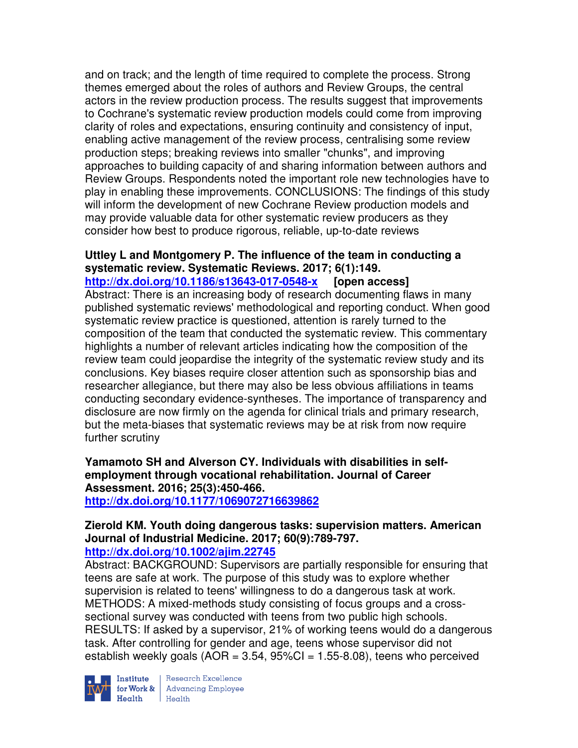and on track; and the length of time required to complete the process. Strong themes emerged about the roles of authors and Review Groups, the central actors in the review production process. The results suggest that improvements to Cochrane's systematic review production models could come from improving clarity of roles and expectations, ensuring continuity and consistency of input, enabling active management of the review process, centralising some review production steps; breaking reviews into smaller "chunks", and improving approaches to building capacity of and sharing information between authors and Review Groups. Respondents noted the important role new technologies have to play in enabling these improvements. CONCLUSIONS: The findings of this study will inform the development of new Cochrane Review production models and may provide valuable data for other systematic review producers as they consider how best to produce rigorous, reliable, up-to-date reviews

**Uttley L and Montgomery P. The influence of the team in conducting a systematic review. Systematic Reviews. 2017; 6(1):149.**
**http://dx.doi.org/10.1186/s13643-017-0548-x [open access]**
Abstract: There is an increasing body of research documenting flaws in many published systematic reviews' methodological and reporting conduct. When good systematic review practice is questioned, attention is rarely turned to the composition of the team that conducted the systematic review. This commentary highlights a number of relevant articles indicating how the composition of the review team could jeopardise the integrity of the systematic review study and its conclusions. Key biases require closer attention such as sponsorship bias and researcher allegiance, but there may also be less obvious affiliations in teams conducting secondary evidence-syntheses. The importance of transparency and disclosure are now firmly on the agenda for clinical trials and primary research, but the meta-biases that systematic reviews may be at risk from now require further scrutiny

**Yamamoto SH and Alverson CY. Individuals with disabilities in self-employment through vocational rehabilitation. Journal of Career Assessment. 2016; 25(3):450-466.**
**http://dx.doi.org/10.1177/1069072716639862**

**Zierold KM. Youth doing dangerous tasks: supervision matters. American Journal of Industrial Medicine. 2017; 60(9):789-797.**
**http://dx.doi.org/10.1002/ajim.22745**
Abstract: BACKGROUND: Supervisors are partially responsible for ensuring that teens are safe at work. The purpose of this study was to explore whether supervision is related to teens' willingness to do a dangerous task at work. METHODS: A mixed-methods study consisting of focus groups and a cross-sectional survey was conducted with teens from two public high schools. RESULTS: If asked by a supervisor, 21% of working teens would do a dangerous task. After controlling for gender and age, teens whose supervisor did not establish weekly goals (AOR = 3.54, 95%CI = 1.55-8.08), teens who perceived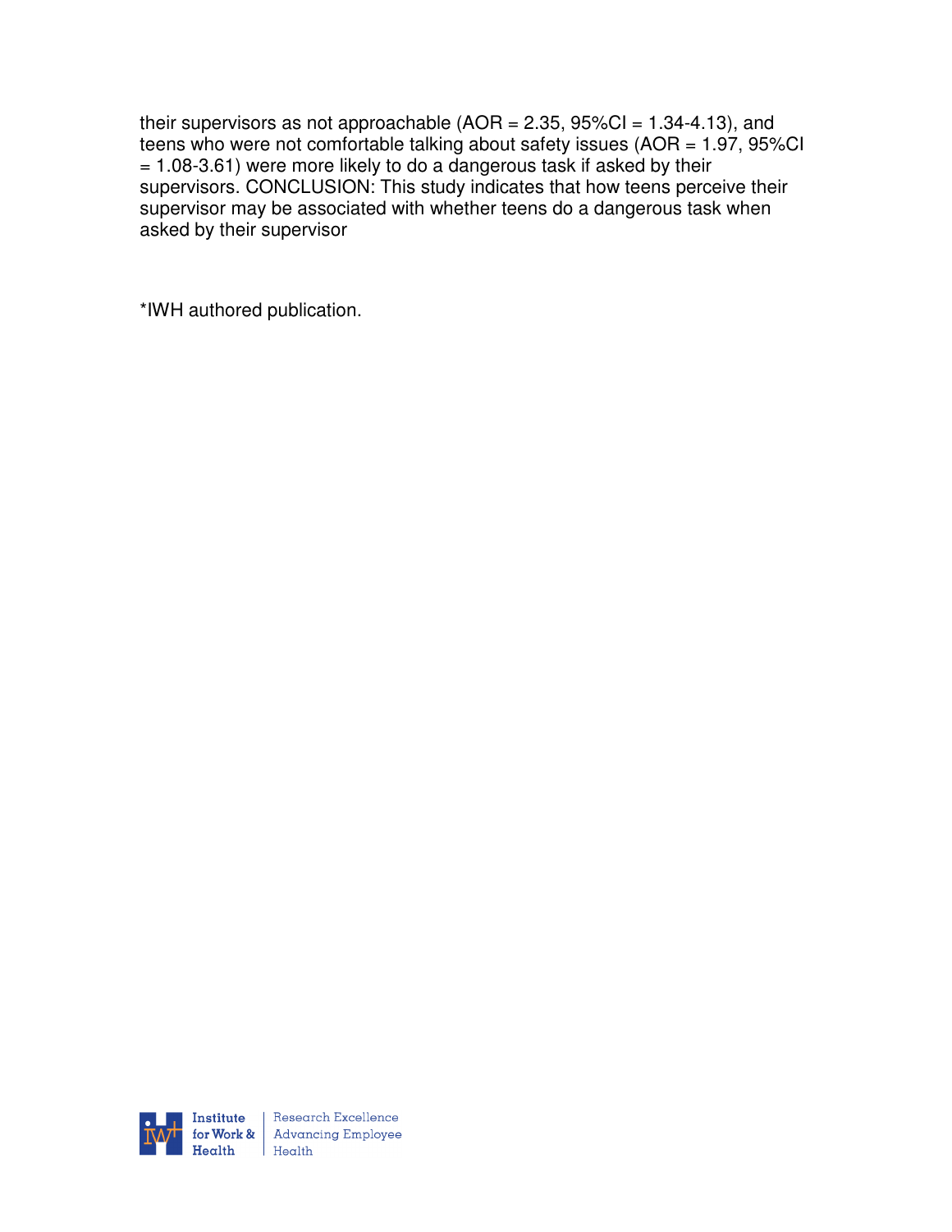their supervisors as not approachable (AOR = 2.35, 95%CI = 1.34-4.13), and teens who were not comfortable talking about safety issues (AOR = 1.97, 95%CI = 1.08-3.61) were more likely to do a dangerous task if asked by their supervisors. CONCLUSION: This study indicates that how teens perceive their supervisor may be associated with whether teens do a dangerous task when asked by their supervisor

*IWH authored publication.